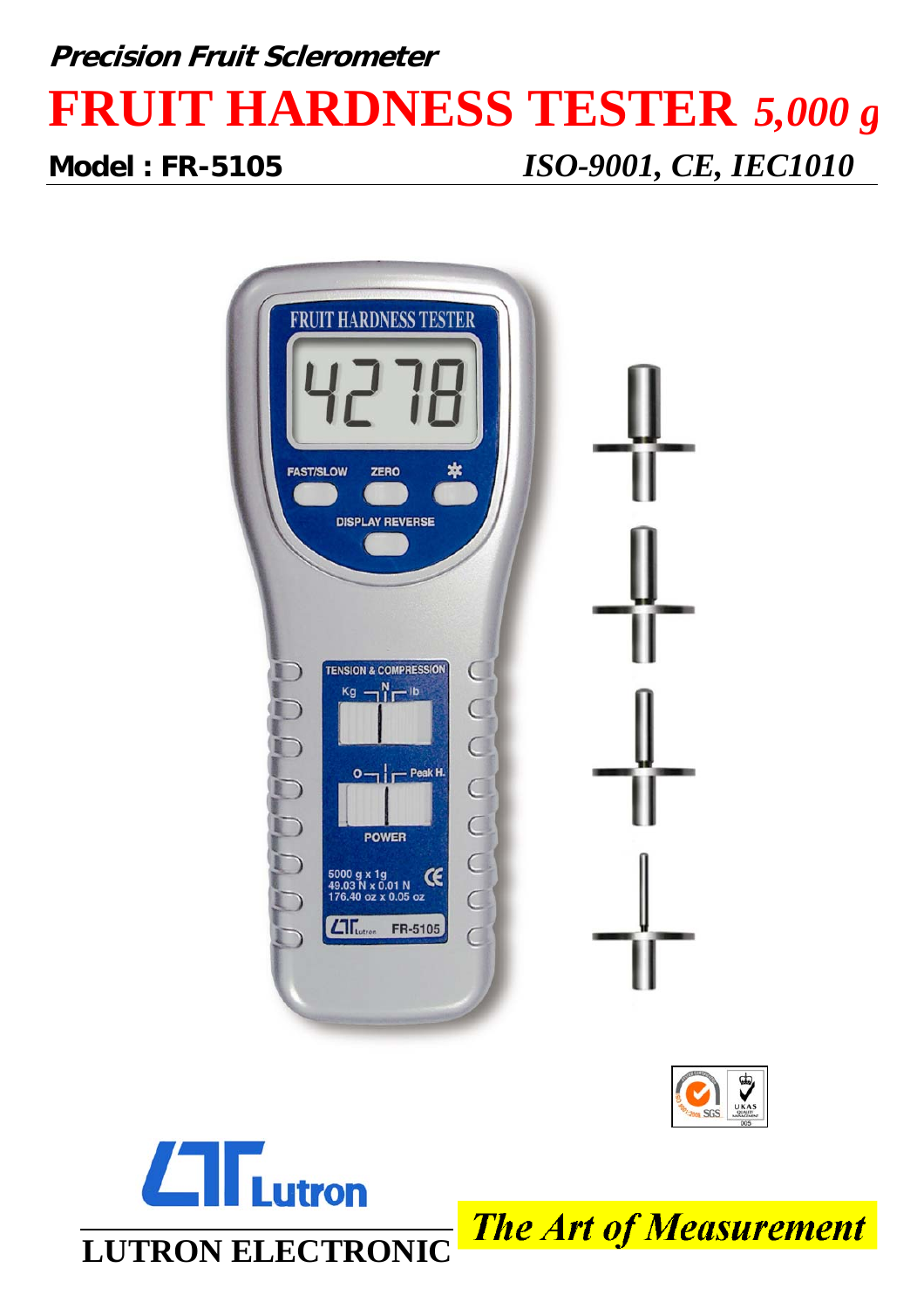**Precision Fruit Sclerometer**

# FRUIT HARDNESS TESTER *5,000 g*

**Model : FR-5105** *ISO-9001, CE, IEC1010*

**LUTRON ELECTRONIC**

*The Art of Measurement*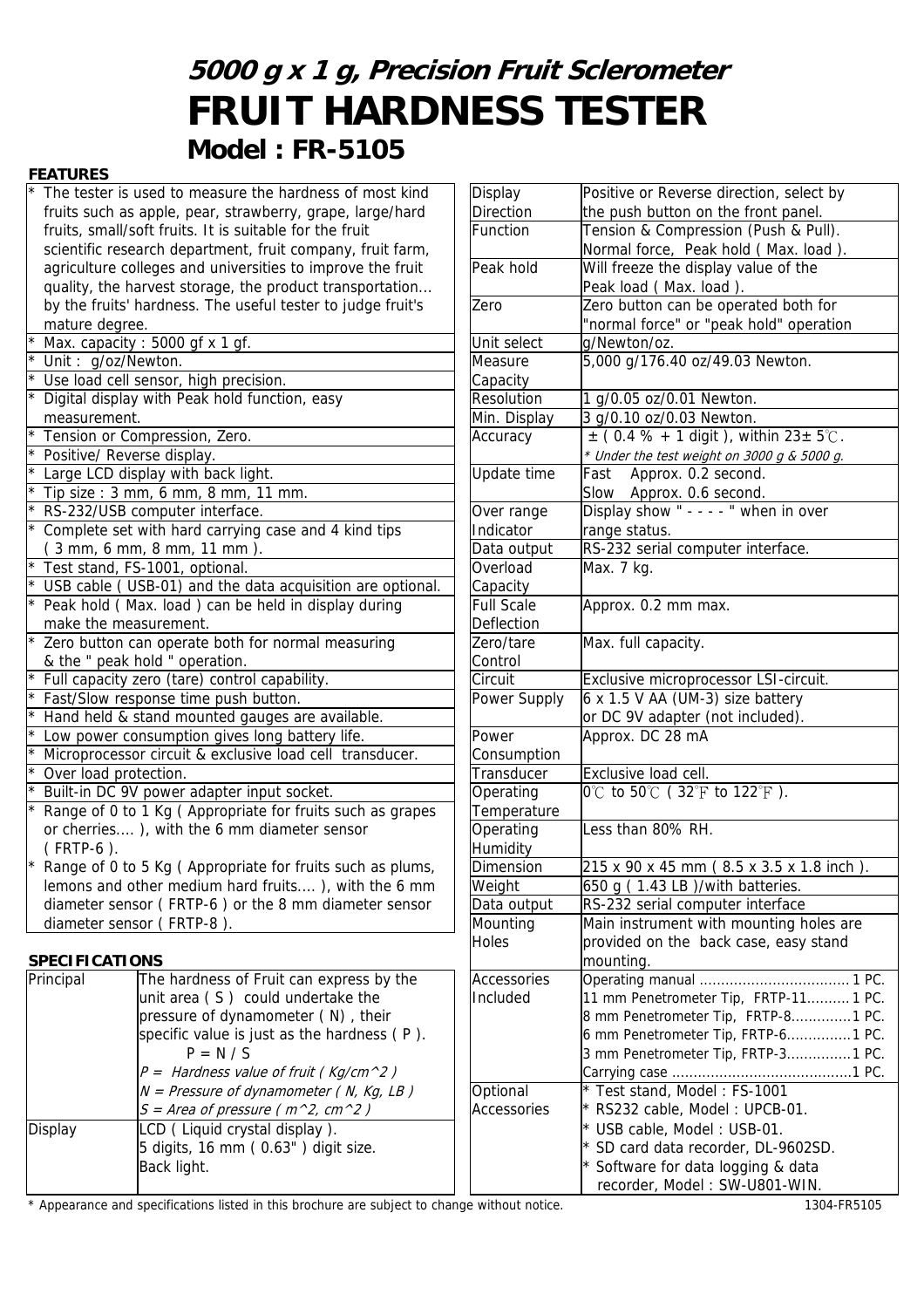# *5000 g x 1 g, Precision Fruit Sclerometer*

# FRUIT HARDNESS TESTER

## Model : FR-5105

### FEATURES

* The tester is used to measure the hardness of most kind fruits such as apple, pear, strawberry, grape, large/hard fruits, small/soft fruits. It is suitable for the fruit scientific research department, fruit company, fruit farm, agriculture colleges and universities to improve the fruit quality, the harvest storage, the product transportation... by the fruits' hardness. The useful tester to judge fruit's mature degree.
* Max. capacity : 5000 gf x 1 gf.
* Unit : g/oz/Newton.
* Use load cell sensor, high precision.
* Digital display with Peak hold function, easy measurement.
* Tension or Compression, Zero.
* Positive/ Reverse display.
* Large LCD display with back light.
* Tip size : 3 mm, 6 mm, 8 mm, 11 mm.
* RS-232/USB computer interface.
* Complete set with hard carrying case and 4 kind tips ( 3 mm, 6 mm, 8 mm, 11 mm ).
* Test stand, FS-1001, optional.
* USB cable ( USB-01) and the data acquisition are optional.
* Peak hold ( Max. load ) can be held in display during make the measurement.
* Zero button can operate both for normal measuring & the " peak hold " operation.
* Full capacity zero (tare) control capability.
* Fast/Slow response time push button.
* Hand held & stand mounted gauges are available.
* Low power consumption gives long battery life.
* Microprocessor circuit & exclusive load cell transducer.
* Over load protection.
* Built-in DC 9V power adapter input socket.
* Range of 0 to 1 Kg ( Appropriate for fruits such as grapes or cherries.... ), with the 6 mm diameter sensor ( FRTP-6 ).
* Range of 0 to 5 Kg ( Appropriate for fruits such as plums, lemons and other medium hard fruits.... ), with the 6 mm diameter sensor ( FRTP-6 ) or the 8 mm diameter sensor diameter sensor ( FRTP-8 ).

### SPECIFICATIONS

| | |
|---|---|
| Principal | The hardness of Fruit can express by the unit area ( S ) could undertake the pressure of dynamometer ( N ), their specific value is just as the hardness ( P ).<br>$P = N / S$<br>*P = Hardness value of fruit ( Kg/cm^2 )*<br>*N = Pressure of dynamometer ( N, Kg, LB )*<br>*S = Area of pressure ( m^2, cm^2 )* |
| Display | LCD ( Liquid crystal display ).<br>5 digits, 16 mm ( 0.63" ) digit size.<br>Back light. |
| Display Direction | Positive or Reverse direction, select by the push button on the front panel. |
| Function | Tension & Compression (Push & Pull).<br>Normal force, Peak hold ( Max. load ). |
| Peak hold | Will freeze the display value of the Peak load ( Max. load ). |
| Zero | Zero button can be operated both for "normal force" or "peak hold" operation |
| Unit select | g/Newton/oz. |
| Measure Capacity | 5,000 g/176.40 oz/49.03 Newton. |
| Resolution | 1 g/0.05 oz/0.01 Newton. |
| Min. Display | 3 g/0.10 oz/0.03 Newton. |
| Accuracy | ± ( 0.4 % + 1 digit ), within 23± 5℃.<br>*\* Under the test weight on 3000 g & 5000 g.* |
| Update time | Fast Approx. 0.2 second.<br>Slow Approx. 0.6 second. |
| Over range Indicator | Display show " - - - - " when in over range status. |
| Data output | RS-232 serial computer interface. |
| Overload Capacity | Max. 7 kg. |
| Full Scale Deflection | Approx. 0.2 mm max. |
| Zero/tare Control | Max. full capacity. |
| Circuit | Exclusive microprocessor LSI-circuit. |
| Power Supply | 6 x 1.5 V AA (UM-3) size battery or DC 9V adapter (not included). |
| Power Consumption | Approx. DC 28 mA |
| Transducer | Exclusive load cell. |
| Operating Temperature | 0℃ to 50℃ ( 32℉ to 122℉ ). |
| Operating Humidity | Less than 80% RH. |
| Dimension | 215 x 90 x 45 mm ( 8.5 x 3.5 x 1.8 inch ). |
| Weight | 650 g ( 1.43 LB )/with batteries. |
| Data output | RS-232 serial computer interface |
| Mounting Holes | Main instrument with mounting holes are provided on the back case, easy stand mounting. |
| Accessories Included | Operating manual .................................. 1 PC.<br>11 mm Penetrometer Tip, FRTP-11.......... 1 PC.<br>8 mm Penetrometer Tip, FRTP-8..............1 PC.<br>6 mm Penetrometer Tip, FRTP-6...............1 PC.<br>3 mm Penetrometer Tip, FRTP-3...............1 PC.<br>Carrying case ..........................................1 PC. |
| Optional Accessories | * Test stand, Model : FS-1001<br>* RS232 cable, Model : UPCB-01.<br>* USB cable, Model : USB-01.<br>* SD card data recorder, DL-9602SD.<br>* Software for data logging & data recorder, Model : SW-U801-WIN. |

\* Appearance and specifications listed in this brochure are subject to change without notice.

1304-FR5105